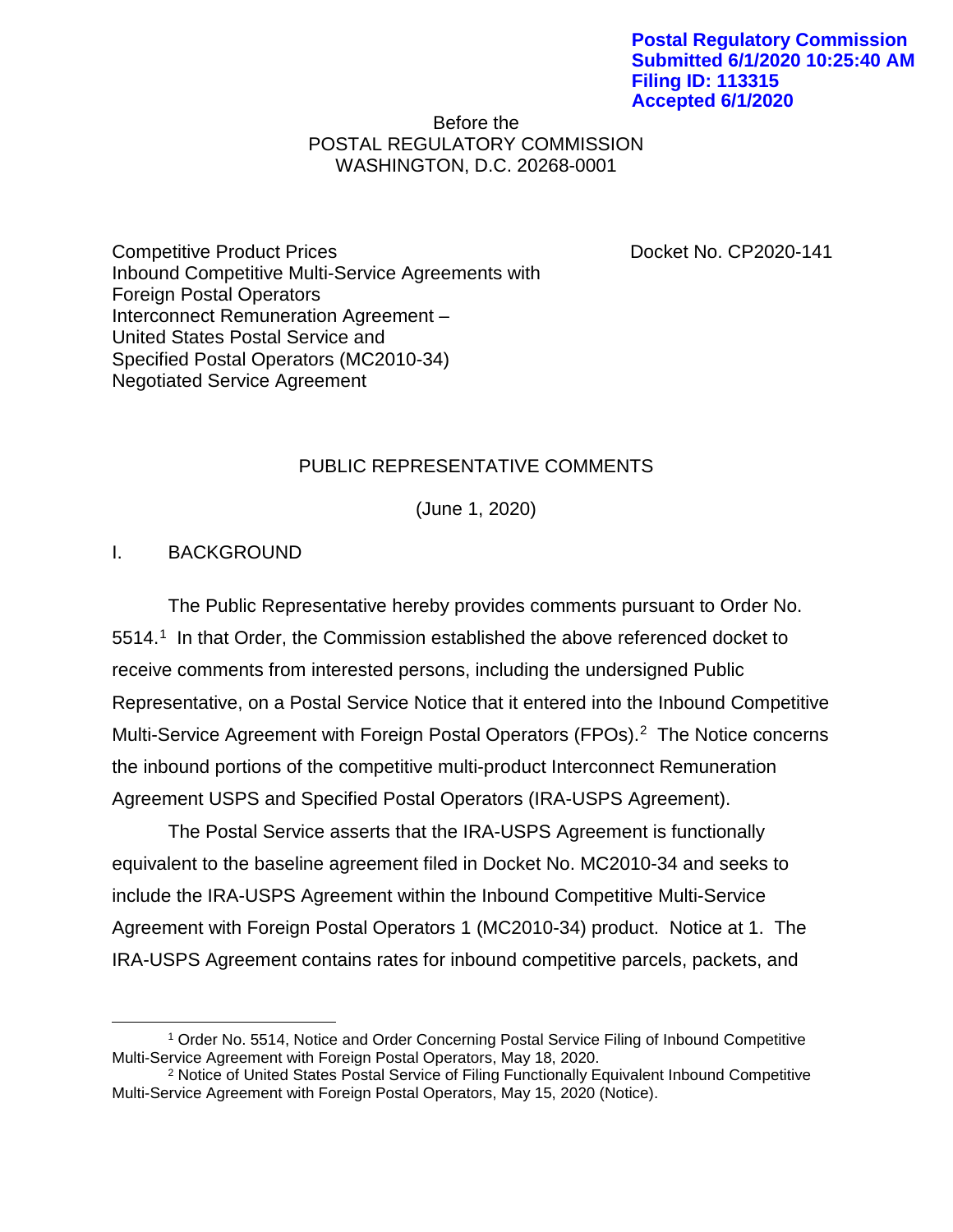**Postal Regulatory Commission**
**Submitted 6/1/2020 10:25:40 AM**
**Filing ID: 113315**
**Accepted 6/1/2020**

Before the
POSTAL REGULATORY COMMISSION
WASHINGTON, D.C. 20268-0001

Competitive Product Prices
Inbound Competitive Multi-Service Agreements with
Foreign Postal Operators
Interconnect Remuneration Agreement –
United States Postal Service and
Specified Postal Operators (MC2010-34)
Negotiated Service Agreement

Docket No. CP2020-141

PUBLIC REPRESENTATIVE COMMENTS

(June 1, 2020)

## I. BACKGROUND

The Public Representative hereby provides comments pursuant to Order No. 5514.[1] In that Order, the Commission established the above referenced docket to receive comments from interested persons, including the undersigned Public Representative, on a Postal Service Notice that it entered into the Inbound Competitive Multi-Service Agreement with Foreign Postal Operators (FPOs).[2] The Notice concerns the inbound portions of the competitive multi-product Interconnect Remuneration Agreement USPS and Specified Postal Operators (IRA-USPS Agreement).

The Postal Service asserts that the IRA-USPS Agreement is functionally equivalent to the baseline agreement filed in Docket No. MC2010-34 and seeks to include the IRA-USPS Agreement within the Inbound Competitive Multi-Service Agreement with Foreign Postal Operators 1 (MC2010-34) product. Notice at 1. The IRA-USPS Agreement contains rates for inbound competitive parcels, packets, and

---

[1] Order No. 5514, Notice and Order Concerning Postal Service Filing of Inbound Competitive Multi-Service Agreement with Foreign Postal Operators, May 18, 2020.

[2] Notice of United States Postal Service of Filing Functionally Equivalent Inbound Competitive Multi-Service Agreement with Foreign Postal Operators, May 15, 2020 (Notice).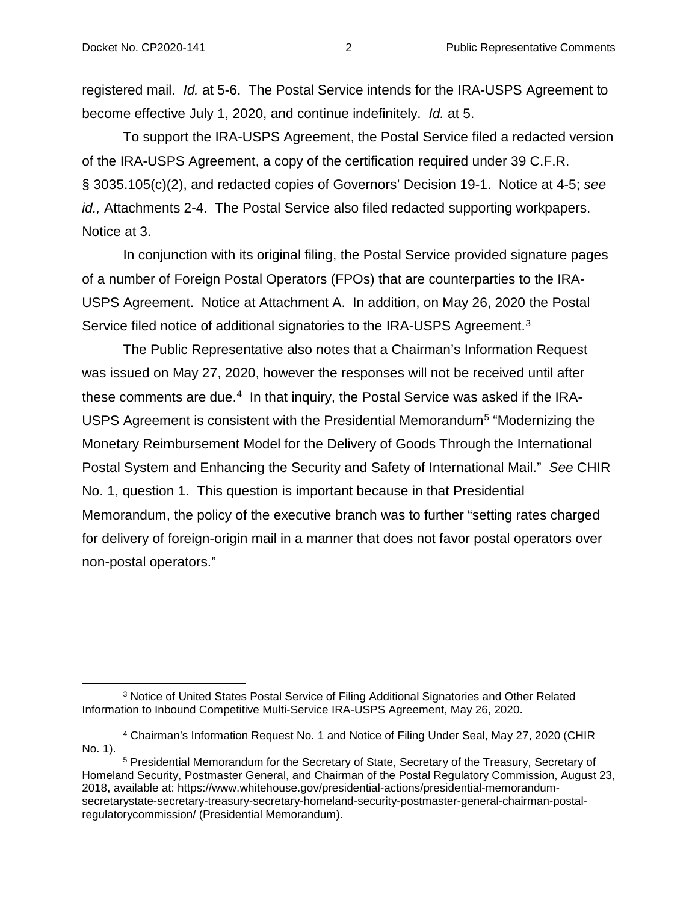registered mail. *Id.* at 5-6. The Postal Service intends for the IRA-USPS Agreement to become effective July 1, 2020, and continue indefinitely. *Id.* at 5.

To support the IRA-USPS Agreement, the Postal Service filed a redacted version of the IRA-USPS Agreement, a copy of the certification required under 39 C.F.R. § 3035.105(c)(2), and redacted copies of Governors' Decision 19-1. Notice at 4-5; *see id.,* Attachments 2-4. The Postal Service also filed redacted supporting workpapers. Notice at 3.

In conjunction with its original filing, the Postal Service provided signature pages of a number of Foreign Postal Operators (FPOs) that are counterparties to the IRA-USPS Agreement. Notice at Attachment A. In addition, on May 26, 2020 the Postal Service filed notice of additional signatories to the IRA-USPS Agreement.[3]

The Public Representative also notes that a Chairman's Information Request was issued on May 27, 2020, however the responses will not be received until after these comments are due.[4] In that inquiry, the Postal Service was asked if the IRA-USPS Agreement is consistent with the Presidential Memorandum[5] "Modernizing the Monetary Reimbursement Model for the Delivery of Goods Through the International Postal System and Enhancing the Security and Safety of International Mail." *See* CHIR No. 1, question 1. This question is important because in that Presidential Memorandum, the policy of the executive branch was to further "setting rates charged for delivery of foreign-origin mail in a manner that does not favor postal operators over non-postal operators."

---

[3] Notice of United States Postal Service of Filing Additional Signatories and Other Related Information to Inbound Competitive Multi-Service IRA-USPS Agreement, May 26, 2020.

[4] Chairman's Information Request No. 1 and Notice of Filing Under Seal, May 27, 2020 (CHIR No. 1).

[5] Presidential Memorandum for the Secretary of State, Secretary of the Treasury, Secretary of Homeland Security, Postmaster General, and Chairman of the Postal Regulatory Commission, August 23, 2018, available at: https://www.whitehouse.gov/presidential-actions/presidential-memorandum-secretarystate-secretary-treasury-secretary-homeland-security-postmaster-general-chairman-postal-regulatorycommission/ (Presidential Memorandum).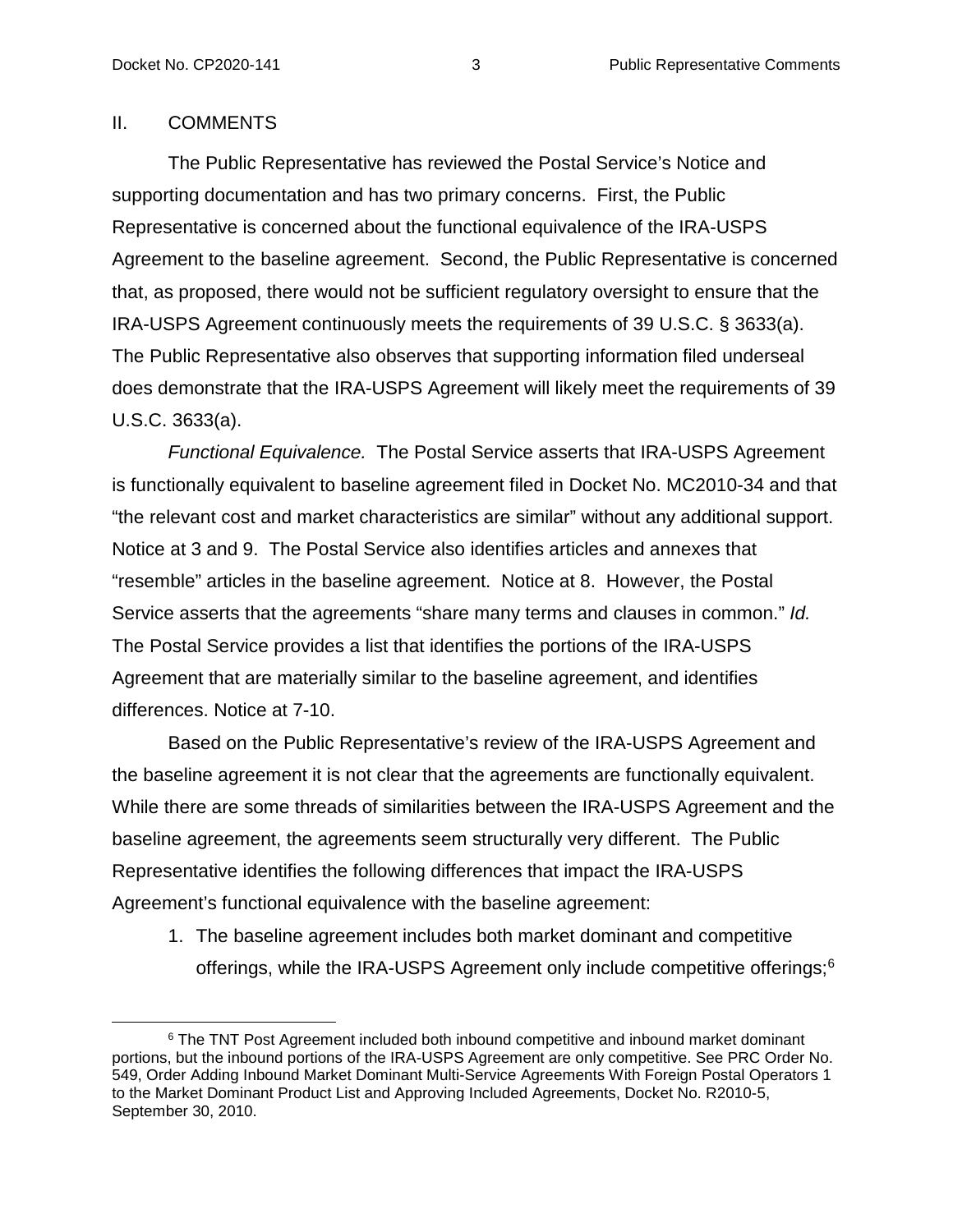## II. COMMENTS

The Public Representative has reviewed the Postal Service's Notice and supporting documentation and has two primary concerns. First, the Public Representative is concerned about the functional equivalence of the IRA-USPS Agreement to the baseline agreement. Second, the Public Representative is concerned that, as proposed, there would not be sufficient regulatory oversight to ensure that the IRA-USPS Agreement continuously meets the requirements of 39 U.S.C. § 3633(a). The Public Representative also observes that supporting information filed underseal does demonstrate that the IRA-USPS Agreement will likely meet the requirements of 39 U.S.C. 3633(a).

*Functional Equivalence.* The Postal Service asserts that IRA-USPS Agreement is functionally equivalent to baseline agreement filed in Docket No. MC2010-34 and that "the relevant cost and market characteristics are similar" without any additional support. Notice at 3 and 9. The Postal Service also identifies articles and annexes that "resemble" articles in the baseline agreement. Notice at 8. However, the Postal Service asserts that the agreements "share many terms and clauses in common." *Id.* The Postal Service provides a list that identifies the portions of the IRA-USPS Agreement that are materially similar to the baseline agreement, and identifies differences. Notice at 7-10.

Based on the Public Representative's review of the IRA-USPS Agreement and the baseline agreement it is not clear that the agreements are functionally equivalent. While there are some threads of similarities between the IRA-USPS Agreement and the baseline agreement, the agreements seem structurally very different. The Public Representative identifies the following differences that impact the IRA-USPS Agreement's functional equivalence with the baseline agreement:

1. The baseline agreement includes both market dominant and competitive offerings, while the IRA-USPS Agreement only include competitive offerings;[6]

[6] The TNT Post Agreement included both inbound competitive and inbound market dominant portions, but the inbound portions of the IRA-USPS Agreement are only competitive. See PRC Order No. 549, Order Adding Inbound Market Dominant Multi-Service Agreements With Foreign Postal Operators 1 to the Market Dominant Product List and Approving Included Agreements, Docket No. R2010-5, September 30, 2010.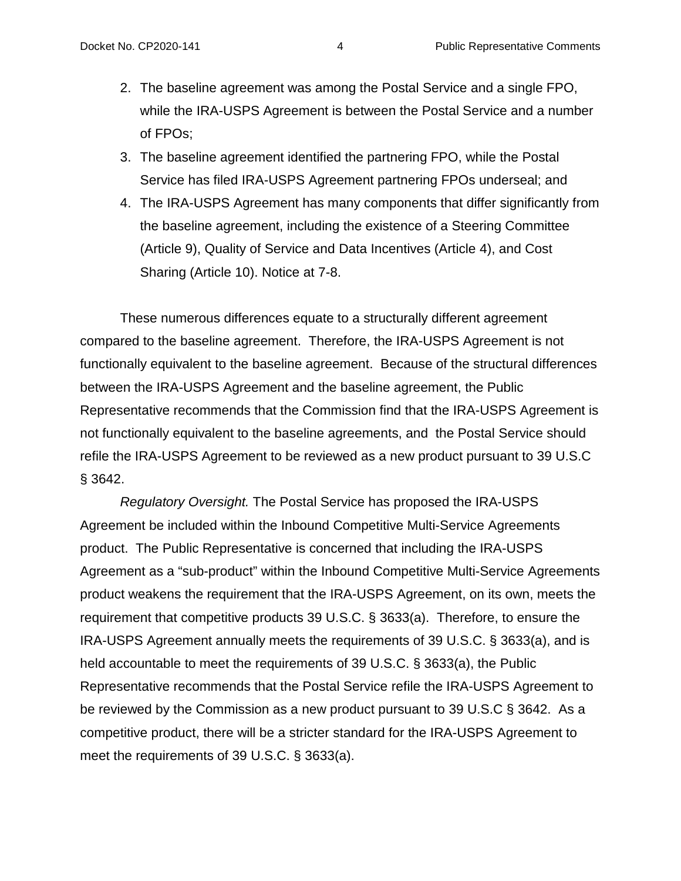2. The baseline agreement was among the Postal Service and a single FPO, while the IRA-USPS Agreement is between the Postal Service and a number of FPOs;
3. The baseline agreement identified the partnering FPO, while the Postal Service has filed IRA-USPS Agreement partnering FPOs underseal; and
4. The IRA-USPS Agreement has many components that differ significantly from the baseline agreement, including the existence of a Steering Committee (Article 9), Quality of Service and Data Incentives (Article 4), and Cost Sharing (Article 10). Notice at 7-8.

These numerous differences equate to a structurally different agreement compared to the baseline agreement. Therefore, the IRA-USPS Agreement is not functionally equivalent to the baseline agreement. Because of the structural differences between the IRA-USPS Agreement and the baseline agreement, the Public Representative recommends that the Commission find that the IRA-USPS Agreement is not functionally equivalent to the baseline agreements, and the Postal Service should refile the IRA-USPS Agreement to be reviewed as a new product pursuant to 39 U.S.C § 3642.

*Regulatory Oversight.* The Postal Service has proposed the IRA-USPS Agreement be included within the Inbound Competitive Multi-Service Agreements product. The Public Representative is concerned that including the IRA-USPS Agreement as a “sub-product” within the Inbound Competitive Multi-Service Agreements product weakens the requirement that the IRA-USPS Agreement, on its own, meets the requirement that competitive products 39 U.S.C. § 3633(a). Therefore, to ensure the IRA-USPS Agreement annually meets the requirements of 39 U.S.C. § 3633(a), and is held accountable to meet the requirements of 39 U.S.C. § 3633(a), the Public Representative recommends that the Postal Service refile the IRA-USPS Agreement to be reviewed by the Commission as a new product pursuant to 39 U.S.C § 3642. As a competitive product, there will be a stricter standard for the IRA-USPS Agreement to meet the requirements of 39 U.S.C. § 3633(a).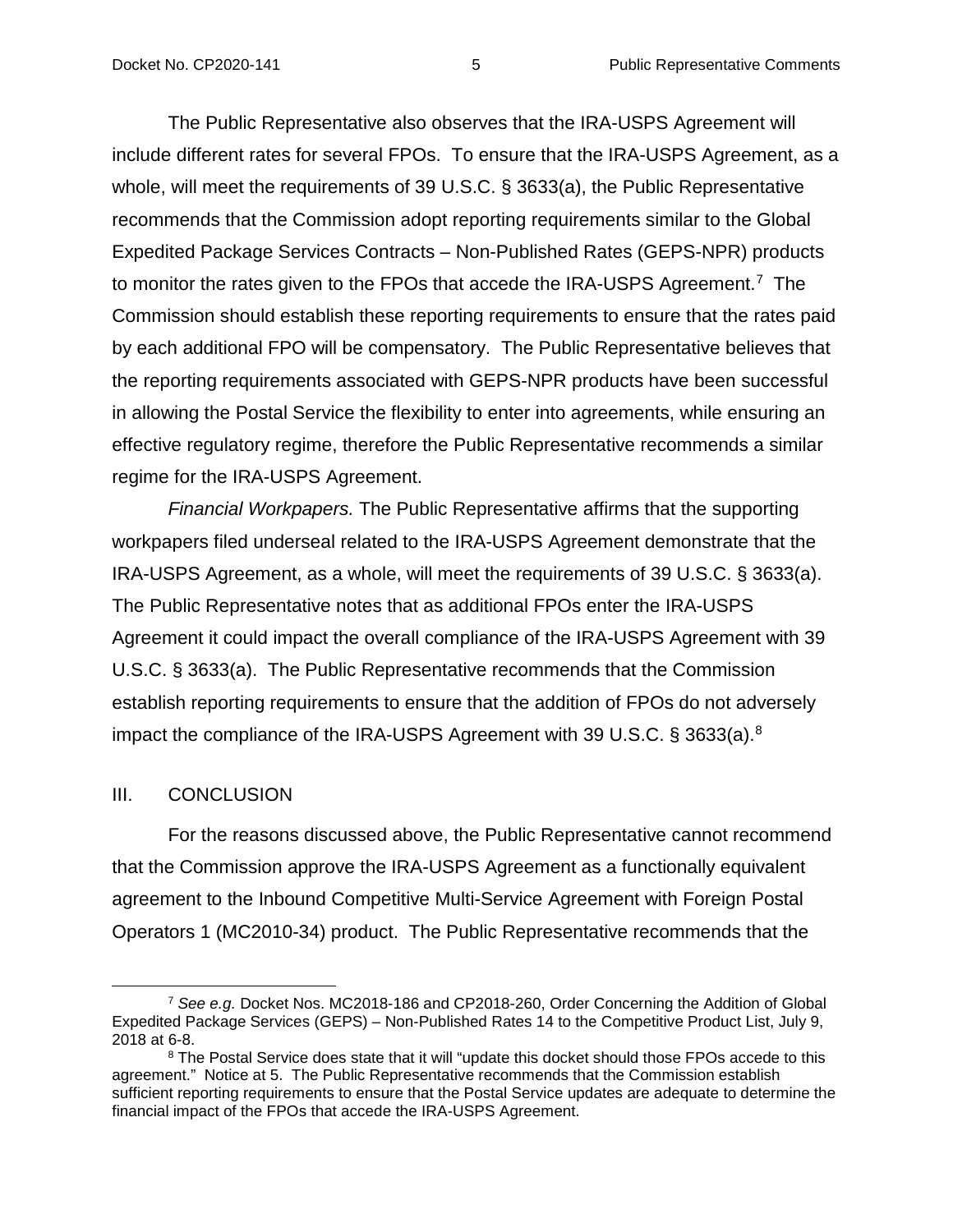The Public Representative also observes that the IRA-USPS Agreement will include different rates for several FPOs. To ensure that the IRA-USPS Agreement, as a whole, will meet the requirements of 39 U.S.C. § 3633(a), the Public Representative recommends that the Commission adopt reporting requirements similar to the Global Expedited Package Services Contracts – Non-Published Rates (GEPS-NPR) products to monitor the rates given to the FPOs that accede the IRA-USPS Agreement.[7] The Commission should establish these reporting requirements to ensure that the rates paid by each additional FPO will be compensatory. The Public Representative believes that the reporting requirements associated with GEPS-NPR products have been successful in allowing the Postal Service the flexibility to enter into agreements, while ensuring an effective regulatory regime, therefore the Public Representative recommends a similar regime for the IRA-USPS Agreement.

*Financial Workpapers.* The Public Representative affirms that the supporting workpapers filed underseal related to the IRA-USPS Agreement demonstrate that the IRA-USPS Agreement, as a whole, will meet the requirements of 39 U.S.C. § 3633(a). The Public Representative notes that as additional FPOs enter the IRA-USPS Agreement it could impact the overall compliance of the IRA-USPS Agreement with 39 U.S.C. § 3633(a). The Public Representative recommends that the Commission establish reporting requirements to ensure that the addition of FPOs do not adversely impact the compliance of the IRA-USPS Agreement with 39 U.S.C. § 3633(a).[8]

## III. CONCLUSION

For the reasons discussed above, the Public Representative cannot recommend that the Commission approve the IRA-USPS Agreement as a functionally equivalent agreement to the Inbound Competitive Multi-Service Agreement with Foreign Postal Operators 1 (MC2010-34) product. The Public Representative recommends that the

---

[7] *See e.g.* Docket Nos. MC2018-186 and CP2018-260, Order Concerning the Addition of Global Expedited Package Services (GEPS) – Non-Published Rates 14 to the Competitive Product List, July 9, 2018 at 6-8.

[8] The Postal Service does state that it will "update this docket should those FPOs accede to this agreement." Notice at 5. The Public Representative recommends that the Commission establish sufficient reporting requirements to ensure that the Postal Service updates are adequate to determine the financial impact of the FPOs that accede the IRA-USPS Agreement.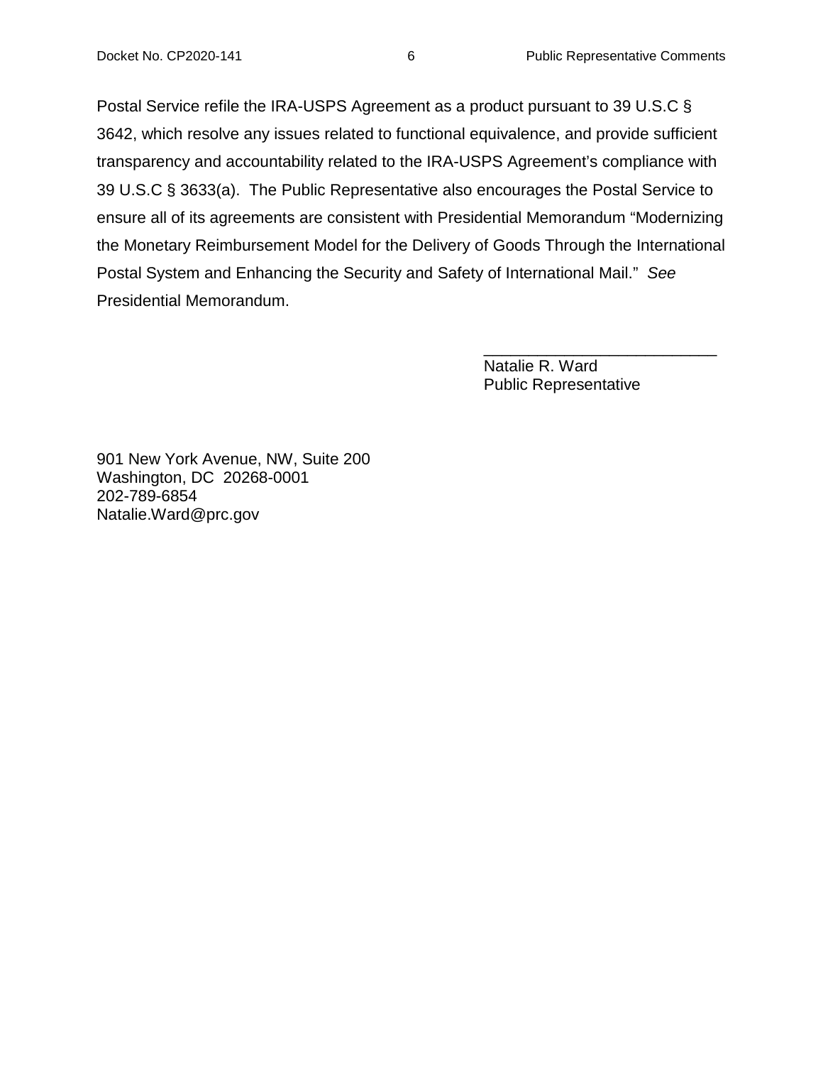Postal Service refile the IRA-USPS Agreement as a product pursuant to 39 U.S.C § 3642, which resolve any issues related to functional equivalence, and provide sufficient transparency and accountability related to the IRA-USPS Agreement's compliance with 39 U.S.C § 3633(a). The Public Representative also encourages the Postal Service to ensure all of its agreements are consistent with Presidential Memorandum "Modernizing the Monetary Reimbursement Model for the Delivery of Goods Through the International Postal System and Enhancing the Security and Safety of International Mail." *See* Presidential Memorandum.

\_\_\_\_\_\_\_\_\_\_\_\_\_\_\_\_\_\_\_\_\_\_\_\_\_\_\_\_
Natalie R. Ward
Public Representative

901 New York Avenue, NW, Suite 200
Washington, DC 20268-0001
202-789-6854
Natalie.Ward@prc.gov